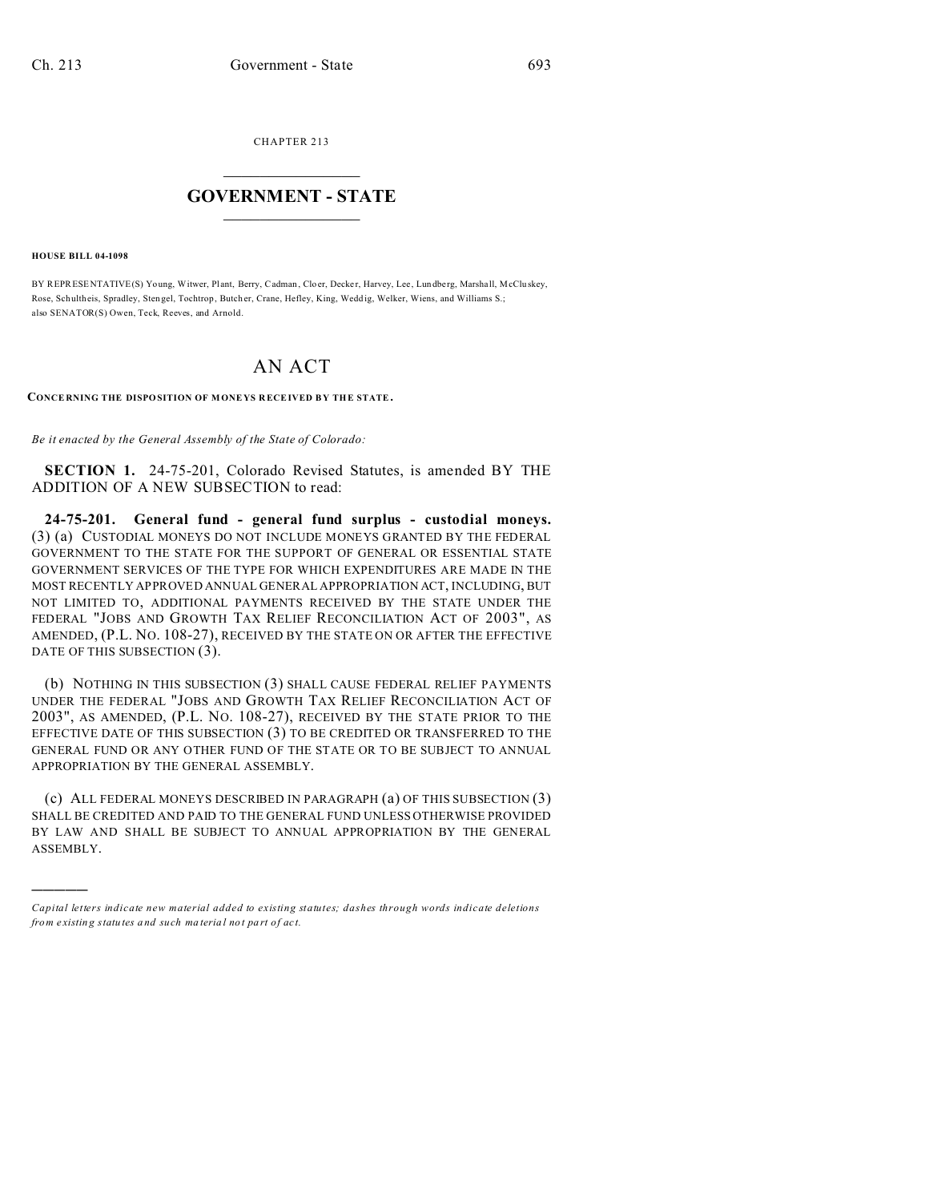CHAPTER 213

# GOVERNMENT - STATE

**HOUSE BILL 04-1098**

BY REPRESENTATIVE(S) Young, Witwer, Plant, Berry, Cadman, Cloer, Decker, Harvey, Lee, Lundberg, Marshall, McCluskey, Rose, Schultheis, Spradley, Stengel, Tochtrop, Butcher, Crane, Hefley, King, Weddig, Welker, Wiens, and Williams S.; also SENATOR(S) Owen, Teck, Reeves, and Arnold.

# AN ACT

**CONCERNING THE DISPOSITION OF MONEYS RECEIVED BY THE STATE.**

*Be it enacted by the General Assembly of the State of Colorado:*

**SECTION 1.** 24-75-201, Colorado Revised Statutes, is amended BY THE ADDITION OF A NEW SUBSECTION to read:

**24-75-201. General fund - general fund surplus - custodial moneys.** (3) (a) CUSTODIAL MONEYS DO NOT INCLUDE MONEYS GRANTED BY THE FEDERAL GOVERNMENT TO THE STATE FOR THE SUPPORT OF GENERAL OR ESSENTIAL STATE GOVERNMENT SERVICES OF THE TYPE FOR WHICH EXPENDITURES ARE MADE IN THE MOST RECENTLY APPROVED ANNUAL GENERAL APPROPRIATION ACT, INCLUDING, BUT NOT LIMITED TO, ADDITIONAL PAYMENTS RECEIVED BY THE STATE UNDER THE FEDERAL "JOBS AND GROWTH TAX RELIEF RECONCILIATION ACT OF 2003", AS AMENDED, (P.L. NO. 108-27), RECEIVED BY THE STATE ON OR AFTER THE EFFECTIVE DATE OF THIS SUBSECTION (3).

(b) NOTHING IN THIS SUBSECTION (3) SHALL CAUSE FEDERAL RELIEF PAYMENTS UNDER THE FEDERAL "JOBS AND GROWTH TAX RELIEF RECONCILIATION ACT OF 2003", AS AMENDED, (P.L. NO. 108-27), RECEIVED BY THE STATE PRIOR TO THE EFFECTIVE DATE OF THIS SUBSECTION (3) TO BE CREDITED OR TRANSFERRED TO THE GENERAL FUND OR ANY OTHER FUND OF THE STATE OR TO BE SUBJECT TO ANNUAL APPROPRIATION BY THE GENERAL ASSEMBLY.

(c) ALL FEDERAL MONEYS DESCRIBED IN PARAGRAPH (a) OF THIS SUBSECTION (3) SHALL BE CREDITED AND PAID TO THE GENERAL FUND UNLESS OTHERWISE PROVIDED BY LAW AND SHALL BE SUBJECT TO ANNUAL APPROPRIATION BY THE GENERAL ASSEMBLY.

---

*Capital letters indicate new material added to existing statutes; dashes through words indicate deletions from existing statutes and such material not part of act.*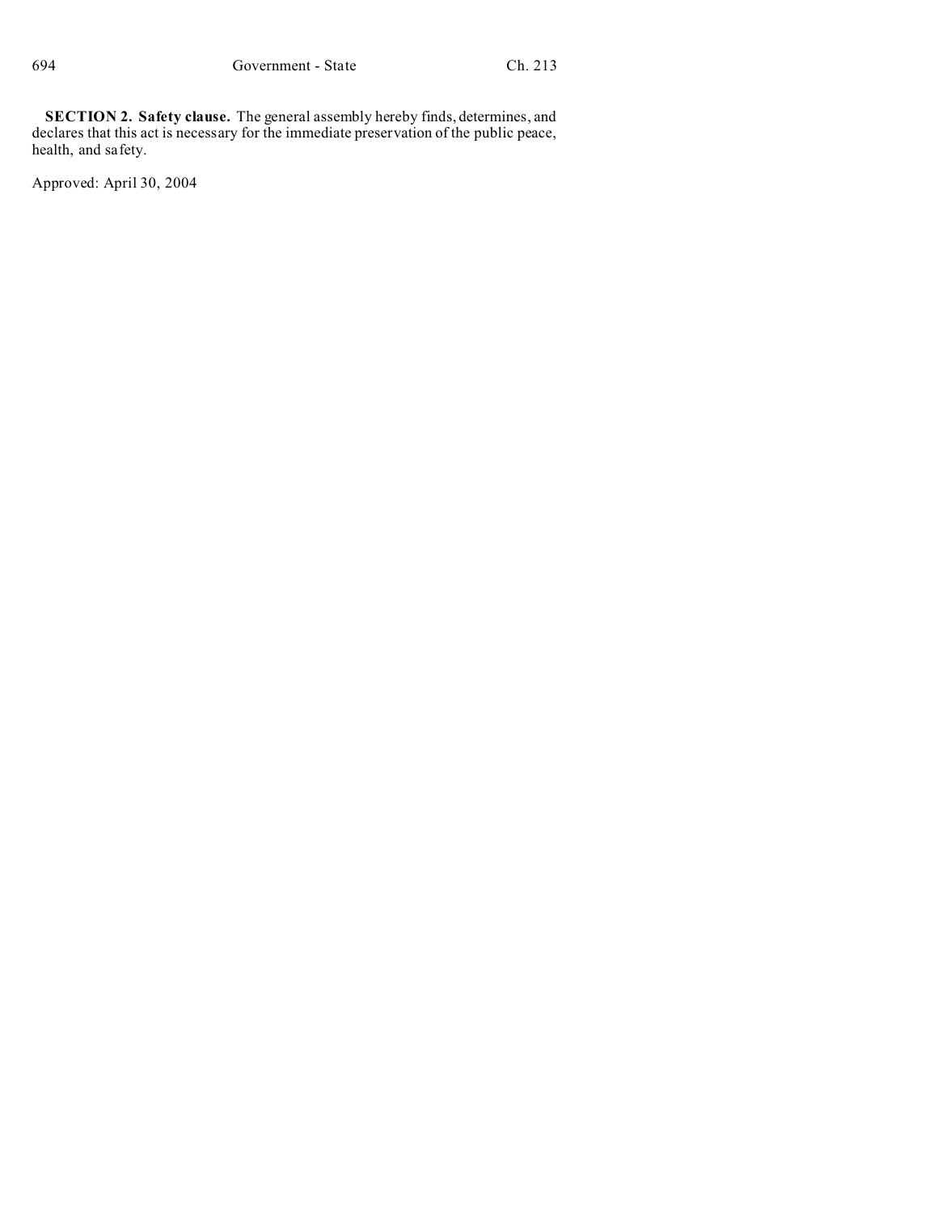**SECTION 2. Safety clause.** The general assembly hereby finds, determines, and declares that this act is necessary for the immediate preservation of the public peace, health, and safety.

Approved: April 30, 2004